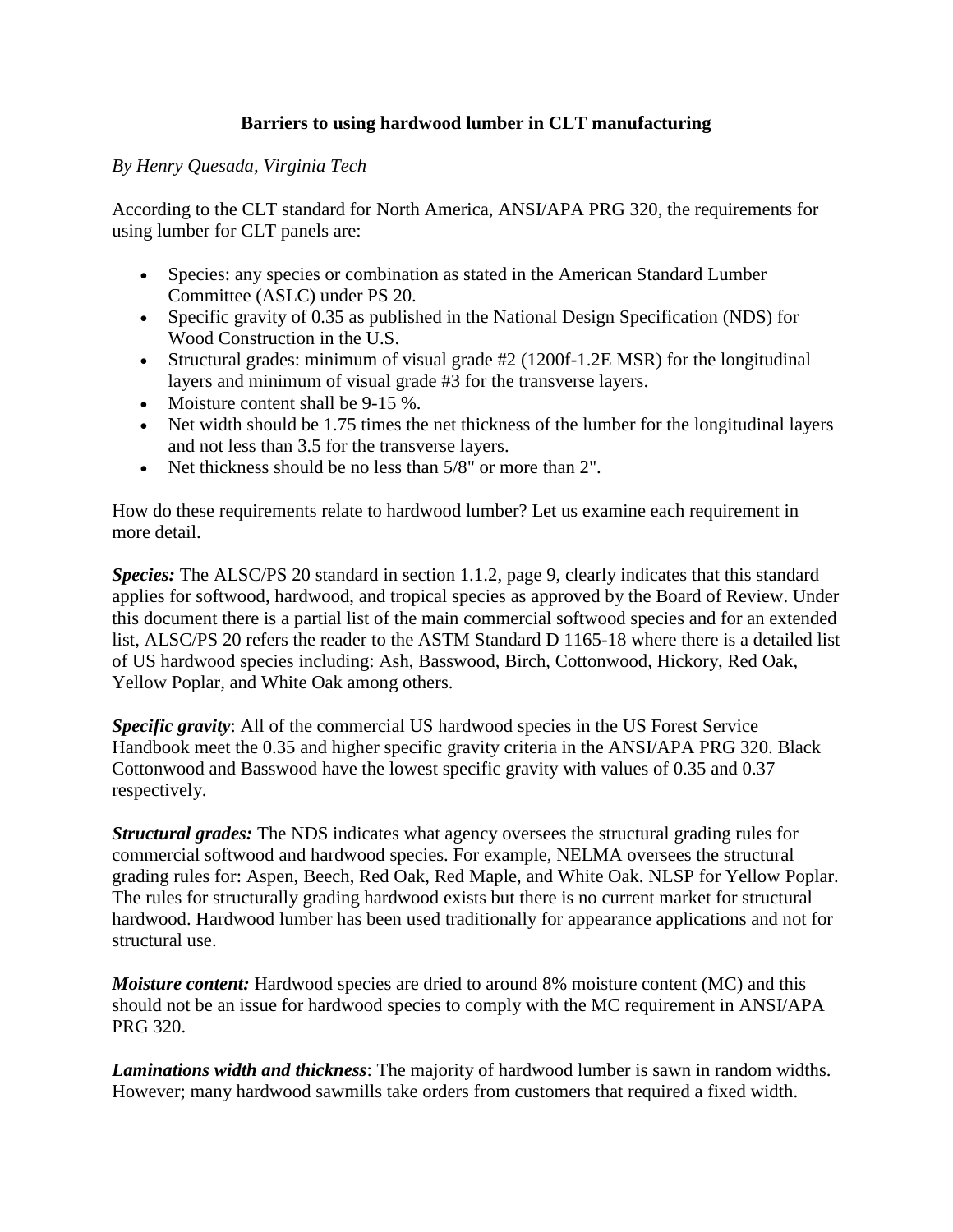**Barriers to using hardwood lumber in CLT manufacturing**

*By Henry Quesada, Virginia Tech*

According to the CLT standard for North America, ANSI/APA PRG 320, the requirements for using lumber for CLT panels are:

- Species: any species or combination as stated in the American Standard Lumber Committee (ASLC) under PS 20.
- Specific gravity of 0.35 as published in the National Design Specification (NDS) for Wood Construction in the U.S.
- Structural grades: minimum of visual grade #2 (1200f-1.2E MSR) for the longitudinal layers and minimum of visual grade #3 for the transverse layers.
- Moisture content shall be 9-15 %.
- Net width should be 1.75 times the net thickness of the lumber for the longitudinal layers and not less than 3.5 for the transverse layers.
- Net thickness should be no less than 5/8" or more than 2".

How do these requirements relate to hardwood lumber? Let us examine each requirement in more detail.

***Species:*** The ALSC/PS 20 standard in section 1.1.2, page 9, clearly indicates that this standard applies for softwood, hardwood, and tropical species as approved by the Board of Review. Under this document there is a partial list of the main commercial softwood species and for an extended list, ALSC/PS 20 refers the reader to the ASTM Standard D 1165-18 where there is a detailed list of US hardwood species including: Ash, Basswood, Birch, Cottonwood, Hickory, Red Oak, Yellow Poplar, and White Oak among others.

***Specific gravity***: All of the commercial US hardwood species in the US Forest Service Handbook meet the 0.35 and higher specific gravity criteria in the ANSI/APA PRG 320. Black Cottonwood and Basswood have the lowest specific gravity with values of 0.35 and 0.37 respectively.

***Structural grades:*** The NDS indicates what agency oversees the structural grading rules for commercial softwood and hardwood species. For example, NELMA oversees the structural grading rules for: Aspen, Beech, Red Oak, Red Maple, and White Oak. NLSP for Yellow Poplar. The rules for structurally grading hardwood exists but there is no current market for structural hardwood. Hardwood lumber has been used traditionally for appearance applications and not for structural use.

***Moisture content:*** Hardwood species are dried to around 8% moisture content (MC) and this should not be an issue for hardwood species to comply with the MC requirement in ANSI/APA PRG 320.

***Laminations width and thickness***: The majority of hardwood lumber is sawn in random widths. However; many hardwood sawmills take orders from customers that required a fixed width.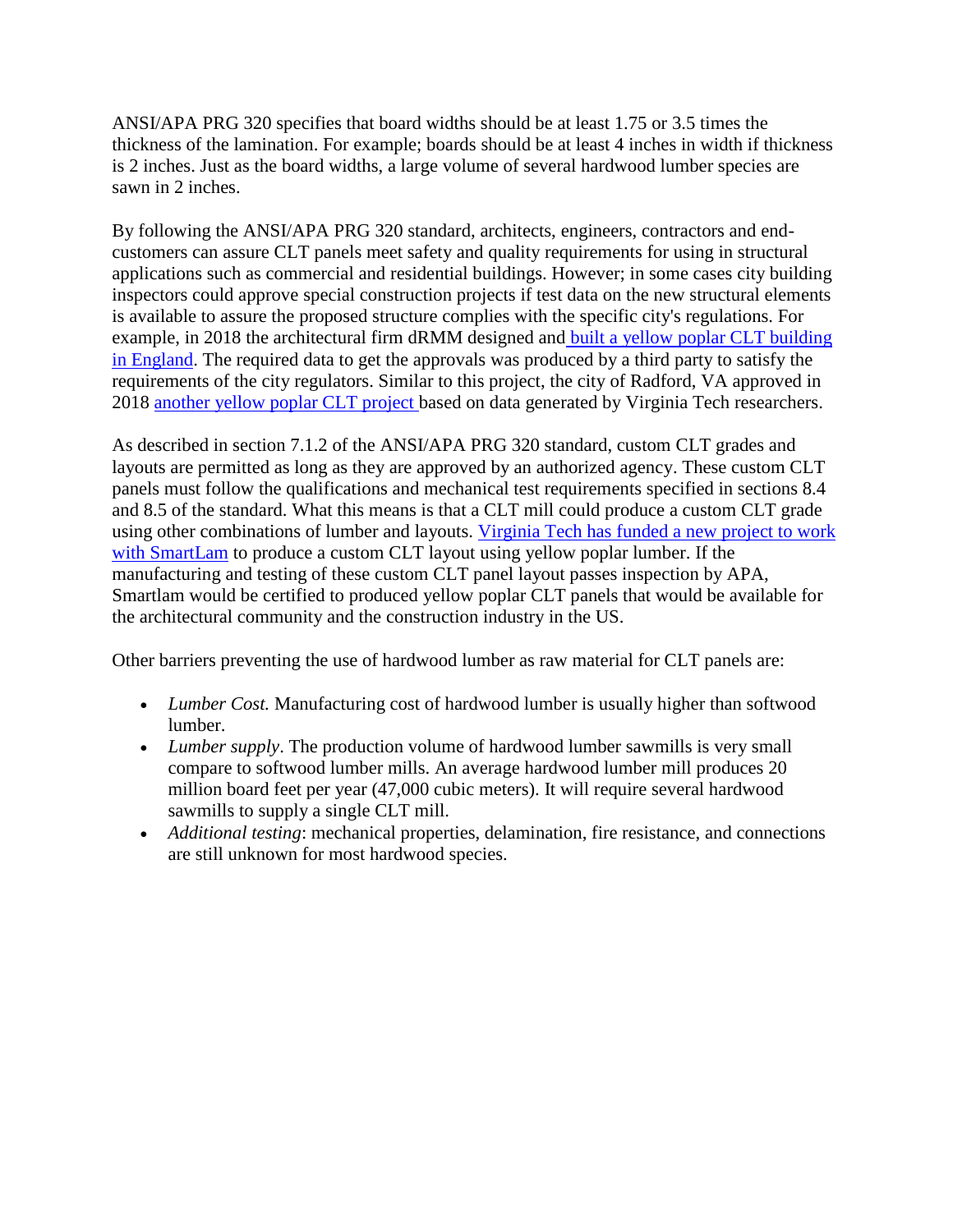ANSI/APA PRG 320 specifies that board widths should be at least 1.75 or 3.5 times the thickness of the lamination. For example; boards should be at least 4 inches in width if thickness is 2 inches. Just as the board widths, a large volume of several hardwood lumber species are sawn in 2 inches.

By following the ANSI/APA PRG 320 standard, architects, engineers, contractors and end-customers can assure CLT panels meet safety and quality requirements for using in structural applications such as commercial and residential buildings. However; in some cases city building inspectors could approve special construction projects if test data on the new structural elements is available to assure the proposed structure complies with the specific city's regulations. For example, in 2018 the architectural firm dRMM designed and [built a yellow poplar CLT building in England](). The required data to get the approvals was produced by a third party to satisfy the requirements of the city regulators. Similar to this project, the city of Radford, VA approved in 2018 [another yellow poplar CLT project]() based on data generated by Virginia Tech researchers.

As described in section 7.1.2 of the ANSI/APA PRG 320 standard, custom CLT grades and layouts are permitted as long as they are approved by an authorized agency. These custom CLT panels must follow the qualifications and mechanical test requirements specified in sections 8.4 and 8.5 of the standard. What this means is that a CLT mill could produce a custom CLT grade using other combinations of lumber and layouts. [Virginia Tech has funded a new project to work with SmartLam]() to produce a custom CLT layout using yellow poplar lumber. If the manufacturing and testing of these custom CLT panel layout passes inspection by APA, Smartlam would be certified to produced yellow poplar CLT panels that would be available for the architectural community and the construction industry in the US.

Other barriers preventing the use of hardwood lumber as raw material for CLT panels are:

- *Lumber Cost.* Manufacturing cost of hardwood lumber is usually higher than softwood lumber.
- *Lumber supply*. The production volume of hardwood lumber sawmills is very small compare to softwood lumber mills. An average hardwood lumber mill produces 20 million board feet per year (47,000 cubic meters). It will require several hardwood sawmills to supply a single CLT mill.
- *Additional testing*: mechanical properties, delamination, fire resistance, and connections are still unknown for most hardwood species.